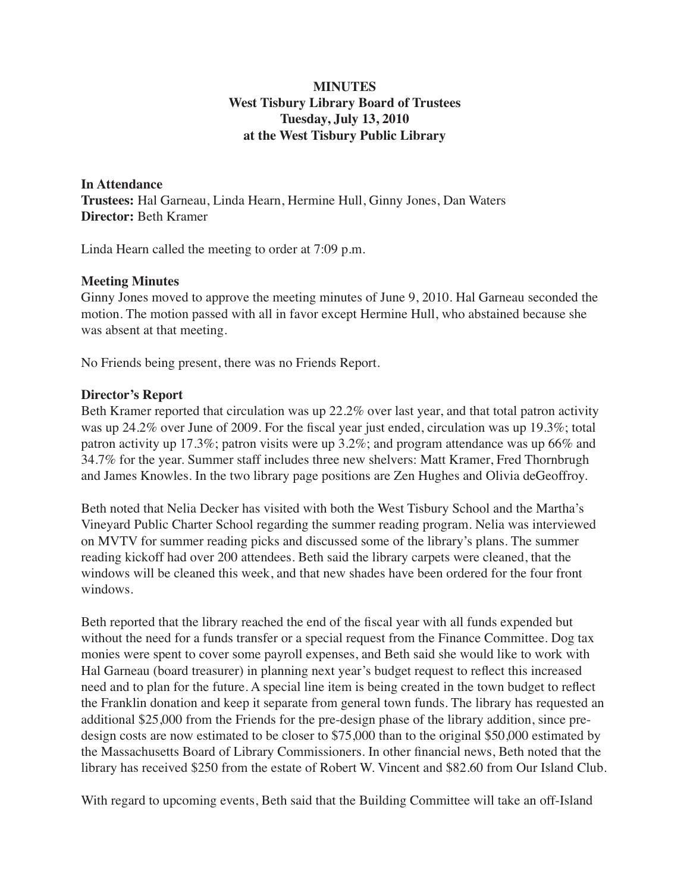**MINUTES**
**West Tisbury Library Board of Trustees**
**Tuesday, July 13, 2010**
**at the West Tisbury Public Library**

**In Attendance**
**Trustees:** Hal Garneau, Linda Hearn, Hermine Hull, Ginny Jones, Dan Waters
**Director:** Beth Kramer

Linda Hearn called the meeting to order at 7:09 p.m.

**Meeting Minutes**
Ginny Jones moved to approve the meeting minutes of June 9, 2010. Hal Garneau seconded the motion. The motion passed with all in favor except Hermine Hull, who abstained because she was absent at that meeting.

No Friends being present, there was no Friends Report.

**Director's Report**
Beth Kramer reported that circulation was up 22.2% over last year, and that total patron activity was up 24.2% over June of 2009. For the fiscal year just ended, circulation was up 19.3%; total patron activity up 17.3%; patron visits were up 3.2%; and program attendance was up 66% and 34.7% for the year. Summer staff includes three new shelvers: Matt Kramer, Fred Thornbrugh and James Knowles. In the two library page positions are Zen Hughes and Olivia deGeoffroy.

Beth noted that Nelia Decker has visited with both the West Tisbury School and the Martha's Vineyard Public Charter School regarding the summer reading program. Nelia was interviewed on MVTV for summer reading picks and discussed some of the library's plans. The summer reading kickoff had over 200 attendees. Beth said the library carpets were cleaned, that the windows will be cleaned this week, and that new shades have been ordered for the four front windows.

Beth reported that the library reached the end of the fiscal year with all funds expended but without the need for a funds transfer or a special request from the Finance Committee. Dog tax monies were spent to cover some payroll expenses, and Beth said she would like to work with Hal Garneau (board treasurer) in planning next year's budget request to reflect this increased need and to plan for the future. A special line item is being created in the town budget to reflect the Franklin donation and keep it separate from general town funds. The library has requested an additional $25,000 from the Friends for the pre-design phase of the library addition, since pre-design costs are now estimated to be closer to $75,000 than to the original $50,000 estimated by the Massachusetts Board of Library Commissioners. In other financial news, Beth noted that the library has received $250 from the estate of Robert W. Vincent and $82.60 from Our Island Club.

With regard to upcoming events, Beth said that the Building Committee will take an off-Island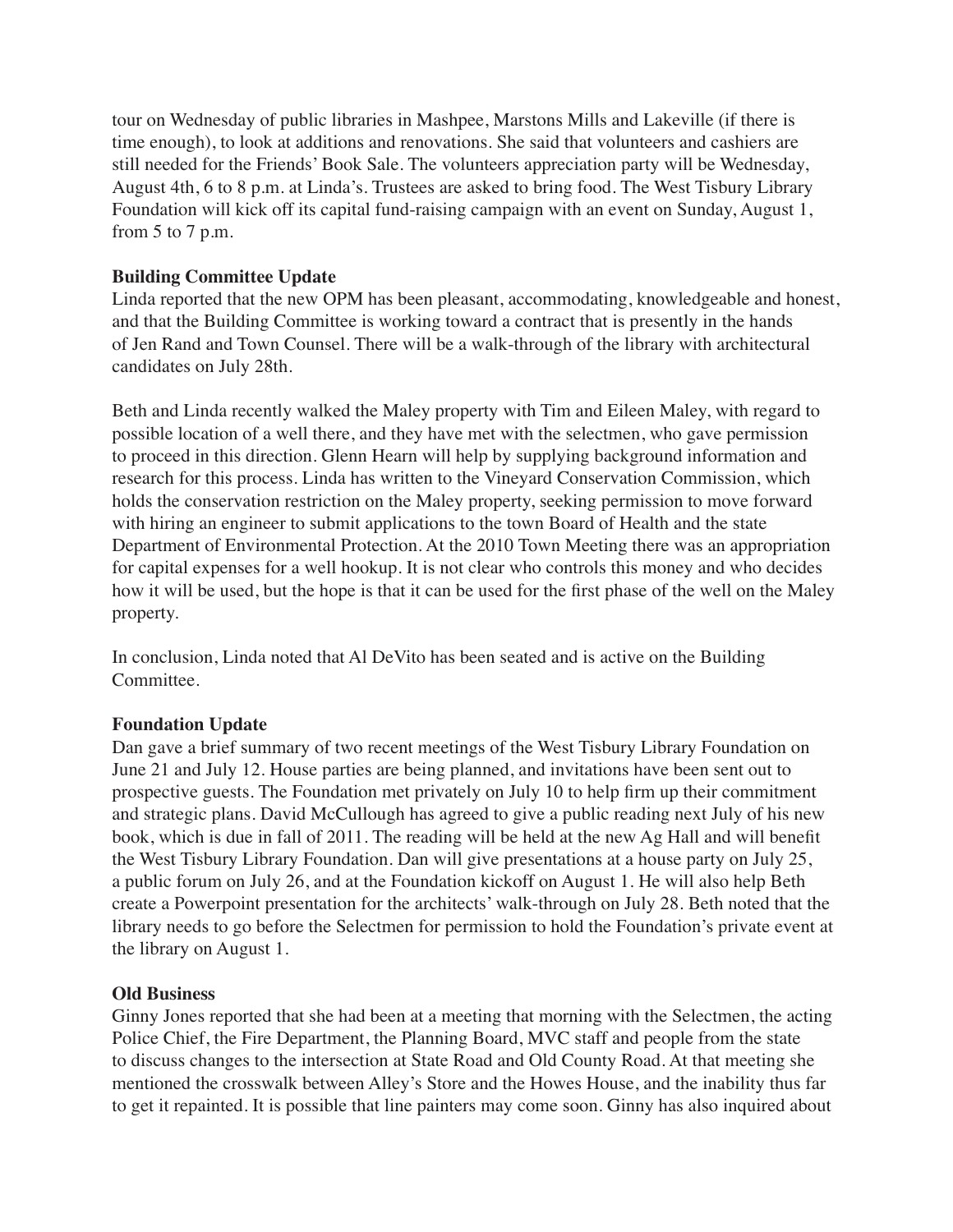tour on Wednesday of public libraries in Mashpee, Marstons Mills and Lakeville (if there is time enough), to look at additions and renovations. She said that volunteers and cashiers are still needed for the Friends' Book Sale. The volunteers appreciation party will be Wednesday, August 4th, 6 to 8 p.m. at Linda's. Trustees are asked to bring food. The West Tisbury Library Foundation will kick off its capital fund-raising campaign with an event on Sunday, August 1, from 5 to 7 p.m.

**Building Committee Update**

Linda reported that the new OPM has been pleasant, accommodating, knowledgeable and honest, and that the Building Committee is working toward a contract that is presently in the hands of Jen Rand and Town Counsel. There will be a walk-through of the library with architectural candidates on July 28th.

Beth and Linda recently walked the Maley property with Tim and Eileen Maley, with regard to possible location of a well there, and they have met with the selectmen, who gave permission to proceed in this direction. Glenn Hearn will help by supplying background information and research for this process. Linda has written to the Vineyard Conservation Commission, which holds the conservation restriction on the Maley property, seeking permission to move forward with hiring an engineer to submit applications to the town Board of Health and the state Department of Environmental Protection. At the 2010 Town Meeting there was an appropriation for capital expenses for a well hookup. It is not clear who controls this money and who decides how it will be used, but the hope is that it can be used for the first phase of the well on the Maley property.

In conclusion, Linda noted that Al DeVito has been seated and is active on the Building Committee.

**Foundation Update**

Dan gave a brief summary of two recent meetings of the West Tisbury Library Foundation on June 21 and July 12. House parties are being planned, and invitations have been sent out to prospective guests. The Foundation met privately on July 10 to help firm up their commitment and strategic plans. David McCullough has agreed to give a public reading next July of his new book, which is due in fall of 2011. The reading will be held at the new Ag Hall and will benefit the West Tisbury Library Foundation. Dan will give presentations at a house party on July 25, a public forum on July 26, and at the Foundation kickoff on August 1. He will also help Beth create a Powerpoint presentation for the architects' walk-through on July 28. Beth noted that the library needs to go before the Selectmen for permission to hold the Foundation's private event at the library on August 1.

**Old Business**

Ginny Jones reported that she had been at a meeting that morning with the Selectmen, the acting Police Chief, the Fire Department, the Planning Board, MVC staff and people from the state to discuss changes to the intersection at State Road and Old County Road. At that meeting she mentioned the crosswalk between Alley's Store and the Howes House, and the inability thus far to get it repainted. It is possible that line painters may come soon. Ginny has also inquired about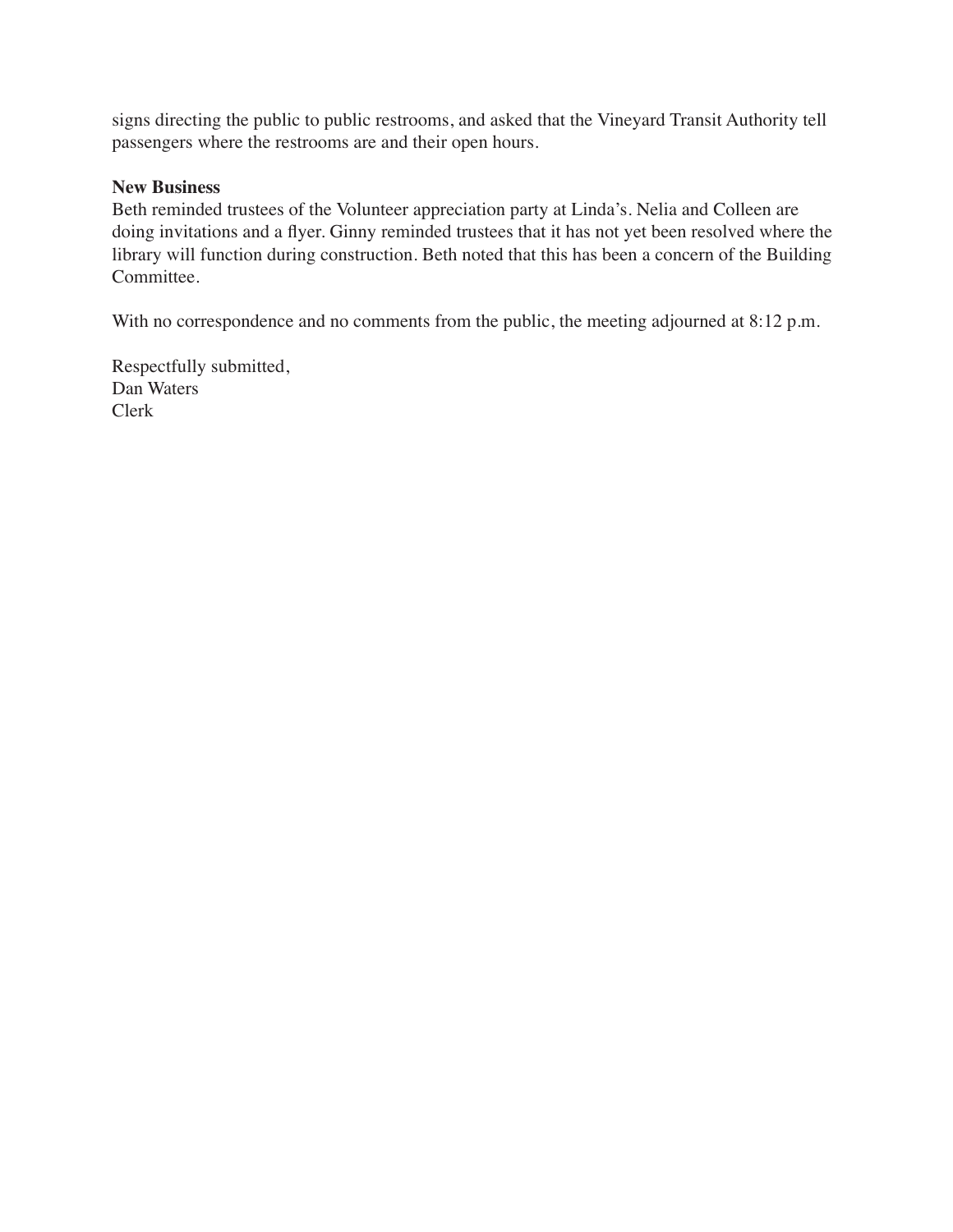signs directing the public to public restrooms, and asked that the Vineyard Transit Authority tell passengers where the restrooms are and their open hours.

**New Business**

Beth reminded trustees of the Volunteer appreciation party at Linda's. Nelia and Colleen are doing invitations and a flyer. Ginny reminded trustees that it has not yet been resolved where the library will function during construction. Beth noted that this has been a concern of the Building Committee.

With no correspondence and no comments from the public, the meeting adjourned at 8:12 p.m.

Respectfully submitted,
Dan Waters
Clerk